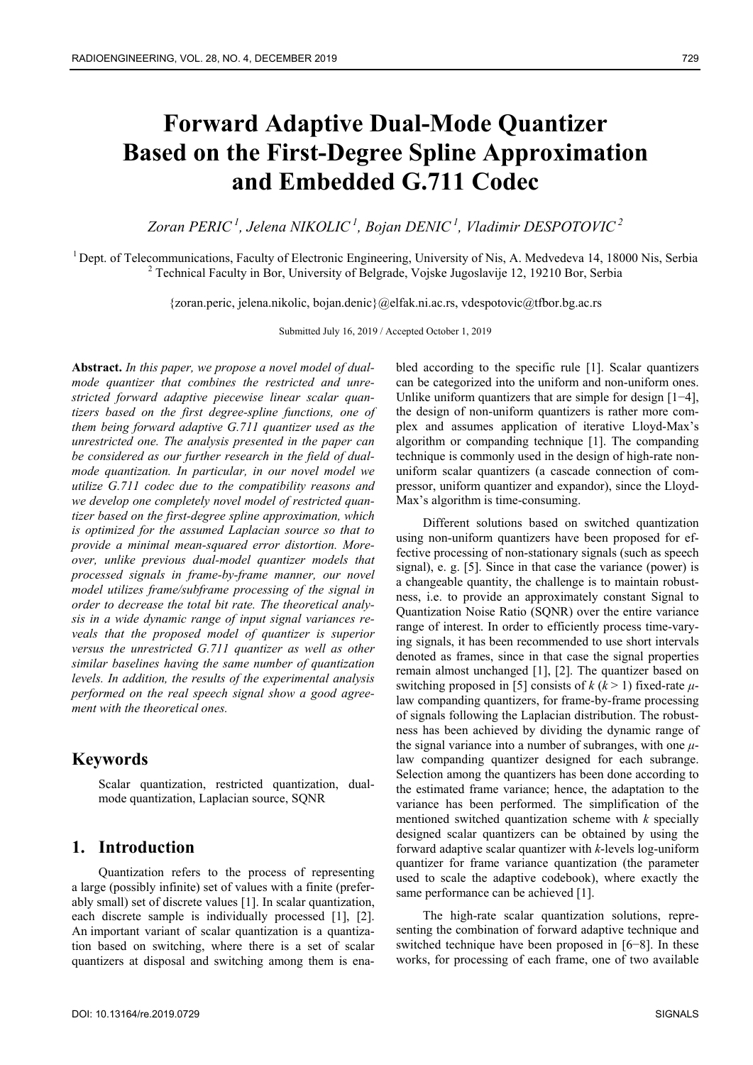# Forward Adaptive Dual-Mode Quantizer Based on the First-Degree Spline Approximation and Embedded G.711 Codec

*Zoran PERIC [1], Jelena NIKOLIC [1], Bojan DENIC [1], Vladimir DESPOTOVIC [2]*

[1] Dept. of Telecommunications, Faculty of Electronic Engineering, University of Nis, A. Medvedeva 14, 18000 Nis, Serbia
[2] Technical Faculty in Bor, University of Belgrade, Vojske Jugoslavije 12, 19210 Bor, Serbia

{zoran.peric, jelena.nikolic, bojan.denic}@elfak.ni.ac.rs, vdespotovic@tfbor.bg.ac.rs

Submitted July 16, 2019 / Accepted October 1, 2019

**Abstract.** *In this paper, we propose a novel model of dual-mode quantizer that combines the restricted and unrestricted forward adaptive piecewise linear scalar quantizers based on the first degree-spline functions, one of them being forward adaptive G.711 quantizer used as the unrestricted one. The analysis presented in the paper can be considered as our further research in the field of dual-mode quantization. In particular, in our novel model we utilize G.711 codec due to the compatibility reasons and we develop one completely novel model of restricted quantizer based on the first-degree spline approximation, which is optimized for the assumed Laplacian source so that to provide a minimal mean-squared error distortion. Moreover, unlike previous dual-model quantizer models that processed signals in frame-by-frame manner, our novel model utilizes frame/subframe processing of the signal in order to decrease the total bit rate. The theoretical analysis in a wide dynamic range of input signal variances reveals that the proposed model of quantizer is superior versus the unrestricted G.711 quantizer as well as other similar baselines having the same number of quantization levels. In addition, the results of the experimental analysis performed on the real speech signal show a good agreement with the theoretical ones.*

## Keywords

Scalar quantization, restricted quantization, dual-mode quantization, Laplacian source, SQNR

## 1. Introduction

Quantization refers to the process of representing a large (possibly infinite) set of values with a finite (preferably small) set of discrete values [1]. In scalar quantization, each discrete sample is individually processed [1], [2]. An important variant of scalar quantization is a quantization based on switching, where there is a set of scalar quantizers at disposal and switching among them is enabled according to the specific rule [1]. Scalar quantizers can be categorized into the uniform and non-uniform ones. Unlike uniform quantizers that are simple for design [1−4], the design of non-uniform quantizers is rather more complex and assumes application of iterative Lloyd-Max's algorithm or companding technique [1]. The companding technique is commonly used in the design of high-rate non-uniform scalar quantizers (a cascade connection of compressor, uniform quantizer and expandor), since the Lloyd-Max's algorithm is time-consuming.

Different solutions based on switched quantization using non-uniform quantizers have been proposed for effective processing of non-stationary signals (such as speech signal), e. g. [5]. Since in that case the variance (power) is a changeable quantity, the challenge is to maintain robustness, i.e. to provide an approximately constant Signal to Quantization Noise Ratio (SQNR) over the entire variance range of interest. In order to efficiently process time-varying signals, it has been recommended to use short intervals denoted as frames, since in that case the signal properties remain almost unchanged [1], [2]. The quantizer based on switching proposed in [5] consists of $k$ ($k > 1$) fixed-rate $\mu$-law companding quantizers, for frame-by-frame processing of signals following the Laplacian distribution. The robustness has been achieved by dividing the dynamic range of the signal variance into a number of subranges, with one $\mu$-law companding quantizer designed for each subrange. Selection among the quantizers has been done according to the estimated frame variance; hence, the adaptation to the variance has been performed. The simplification of the mentioned switched quantization scheme with $k$ specially designed scalar quantizers can be obtained by using the forward adaptive scalar quantizer with $k$-levels log-uniform quantizer for frame variance quantization (the parameter used to scale the adaptive codebook), where exactly the same performance can be achieved [1].

The high-rate scalar quantization solutions, representing the combination of forward adaptive technique and switched technique have been proposed in [6−8]. In these works, for processing of each frame, one of two available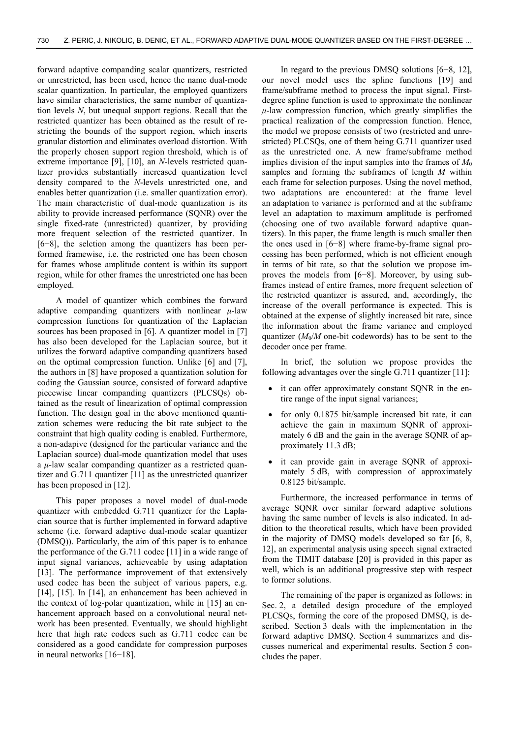forward adaptive companding scalar quantizers, restricted or unrestricted, has been used, hence the name dual-mode scalar quantization. In particular, the employed quantizers have similar characteristics, the same number of quantization levels $N$, but unequal support regions. Recall that the restricted quantizer has been obtained as the result of restricting the bounds of the support region, which inserts granular distortion and eliminates overload distortion. With the properly chosen support region threshold, which is of extreme importance [9], [10], an $N$-levels restricted quantizer provides substantially increased quantization level density compared to the $N$-levels unrestricted one, and enables better quantization (i.e. smaller quantization error). The main characteristic of dual-mode quantization is its ability to provide increased performance (SQNR) over the single fixed-rate (unrestricted) quantizer, by providing more frequent selection of the restricted quantizer. In [6−8], the selction among the quantizers has been performed framewise, i.e. the restricted one has been chosen for frames whose amplitude content is within its support region, while for other frames the unrestricted one has been employed.

A model of quantizer which combines the forward adaptive companding quantizers with nonlinear $\mu$-law compression functions for quantization of the Laplacian sources has been proposed in [6]. A quantizer model in [7] has also been developed for the Laplacian source, but it utilizes the forward adaptive companding quantizers based on the optimal compression function. Unlike [6] and [7], the authors in [8] have proposed a quantization solution for coding the Gaussian source, consisted of forward adaptive piecewise linear companding quantizers (PLCSQs) obtained as the result of linearization of optimal compression function. The design goal in the above mentioned quantization schemes were reducing the bit rate subject to the constraint that high quality coding is enabled. Furthermore, a non-adapive (designed for the particular variance and the Laplacian source) dual-mode quantization model that uses a $\mu$-law scalar companding quantizer as a restricted quantizer and G.711 quantizer [11] as the unrestricted quantizer has been proposed in [12].

This paper proposes a novel model of dual-mode quantizer with embedded G.711 quantizer for the Laplacian source that is further implemented in forward adaptive scheme (i.e. forward adaptive dual-mode scalar quantizer (DMSQ)). Particularly, the aim of this paper is to enhance the performance of the G.711 codec [11] in a wide range of input signal variances, achieveable by using adaptation [13]. The performance improvement of that extensively used codec has been the subject of various papers, e.g. [14], [15]. In [14], an enhancement has been achieved in the context of log-polar quantization, while in [15] an enhancement approach based on a convolutional neural network has been presented. Eventually, we should highlight here that high rate codecs such as G.711 codec can be considered as a good candidate for compression purposes in neural networks [16−18].

In regard to the previous DMSQ solutions [6−8, 12], our novel model uses the spline functions [19] and frame/subframe method to process the input signal. First-degree spline function is used to approximate the nonlinear $\mu$-law compression function, which greatly simplifies the practical realization of the compression function. Hence, the model we propose consists of two (restricted and unrestricted) PLCSQs, one of them being G.711 quantizer used as the unrestricted one. A new frame/subframe method implies division of the input samples into the frames of $M_0$ samples and forming the subframes of length $M$ within each frame for selection purposes. Using the novel method, two adaptations are encountered: at the frame level an adaptation to variance is performed and at the subframe level an adaptation to maximum amplitude is perfromed (choosing one of two available forward adaptive quantizers). In this paper, the frame length is much smaller then the ones used in [6−8] where frame-by-frame signal processing has been performed, which is not efficient enough in terms of bit rate, so that the solution we propose improves the models from [6−8]. Moreover, by using subframes instead of entire frames, more frequent selection of the restricted quantizer is assured, and, accordingly, the increase of the overall performance is expected. This is obtained at the expense of slightly increased bit rate, since the information about the frame variance and employed quantizer ($M_0/M$ one-bit codewords) has to be sent to the decoder once per frame.

In brief, the solution we propose provides the following advantages over the single G.711 quantizer [11]:

- it can offer approximately constant SQNR in the entire range of the input signal variances;
- for only 0.1875 bit/sample increased bit rate, it can achieve the gain in maximum SQNR of approximately 6 dB and the gain in the average SQNR of approximately 11.3 dB;
- it can provide gain in average SQNR of approximately 5 dB, with compression of approximately 0.8125 bit/sample.

Furthermore, the increased performance in terms of average SQNR over similar forward adaptive solutions having the same number of levels is also indicated. In addition to the theoretical results, which have been provided in the majority of DMSQ models developed so far [6, 8, 12], an experimental analysis using speech signal extracted from the TIMIT database [20] is provided in this paper as well, which is an additional progressive step with respect to former solutions.

The remaining of the paper is organized as follows: in Sec. 2, a detailed design procedure of the employed PLCSQs, forming the core of the proposed DMSQ, is described. Section 3 deals with the implementation in the forward adaptive DMSQ. Section 4 summarizes and discusses numerical and experimental results. Section 5 concludes the paper.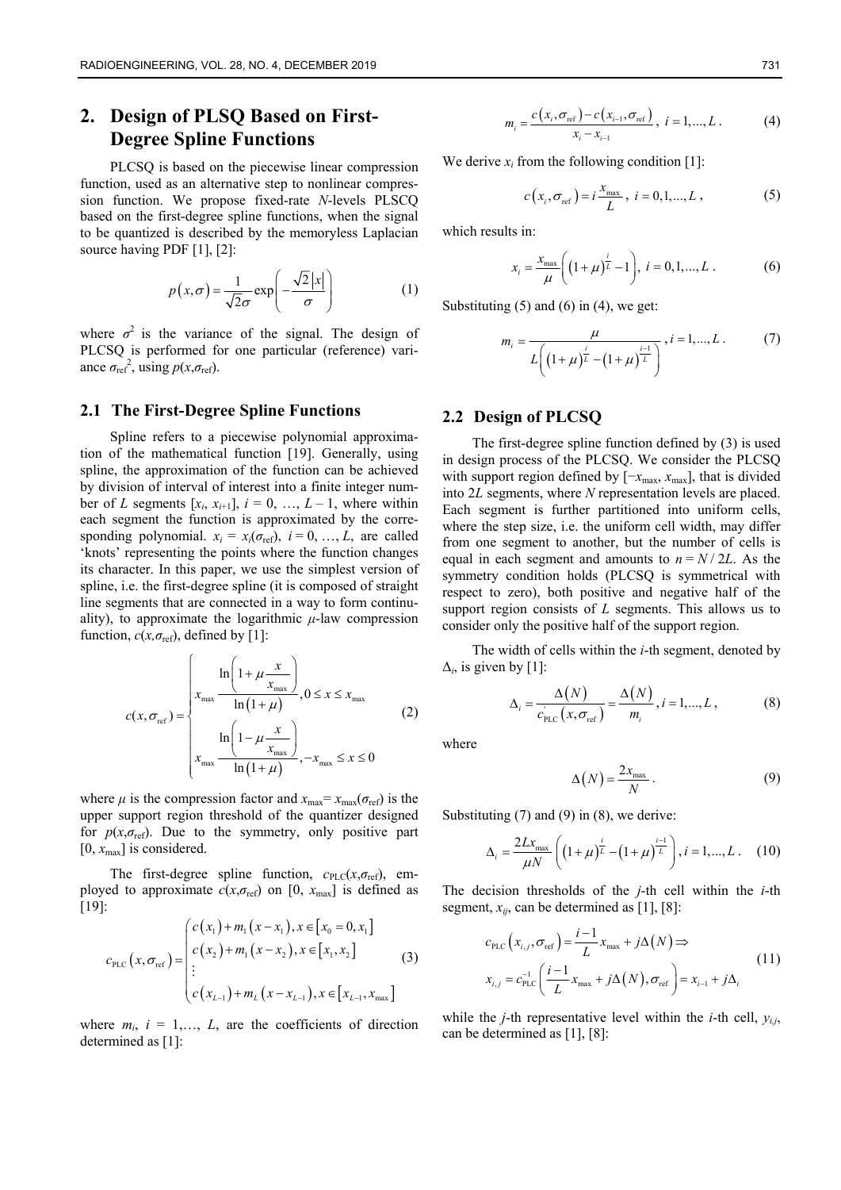## 2. Design of PLSQ Based on First-Degree Spline Functions

PLCSQ is based on the piecewise linear compression function, used as an alternative step to nonlinear compression function. We propose fixed-rate $N$-levels PLSCQ based on the first-degree spline functions, when the signal to be quantized is described by the memoryless Laplacian source having PDF [1], [2]:

$$p(x,\sigma)=\frac{1}{\sqrt{2}\sigma}\exp\left(-\frac{\sqrt{2}|x|}{\sigma}\right) \tag{1}$$

where $\sigma^2$ is the variance of the signal. The design of PLCSQ is performed for one particular (reference) variance $\sigma_{\mathrm{ref}}^2$, using $p(x,\sigma_{\mathrm{ref}})$.

### 2.1 The First-Degree Spline Functions

Spline refers to a piecewise polynomial approximation of the mathematical function [19]. Generally, using spline, the approximation of the function can be achieved by division of interval of interest into a finite integer number of $L$ segments $[x_i, x_{i+1}]$, $i = 0, \ldots, L-1$, where within each segment the function is approximated by the corresponding polynomial. $x_i = x_i(\sigma_{\mathrm{ref}})$, $i = 0, \ldots, L$, are called 'knots' representing the points where the function changes its character. In this paper, we use the simplest version of spline, i.e. the first-degree spline (it is composed of straight line segments that are connected in a way to form continuality), to approximate the logarithmic $\mu$-law compression function, $c(x,\sigma_{\mathrm{ref}})$, defined by [1]:

$$c(x,\sigma_{\mathrm{ref}})=\begin{cases} x_{\max}\dfrac{\ln\left(1+\mu\dfrac{x}{x_{\max}}\right)}{\ln(1+\mu)}, 0\le x\le x_{\max} \\ x_{\max}\dfrac{\ln\left(1-\mu\dfrac{x}{x_{\max}}\right)}{\ln(1+\mu)}, -x_{\max}\le x\le 0 \end{cases} \tag{2}$$

where $\mu$ is the compression factor and $x_{\max}= x_{\max}(\sigma_{\mathrm{ref}})$ is the upper support region threshold of the quantizer designed for $p(x,\sigma_{\mathrm{ref}})$. Due to the symmetry, only positive part $[0, x_{\max}]$ is considered.

The first-degree spline function, $c_{\mathrm{PLC}}(x,\sigma_{\mathrm{ref}})$, employed to approximate $c(x,\sigma_{\mathrm{ref}})$ on $[0, x_{\max}]$ is defined as [19]:

$$c_{\mathrm{PLC}}(x,\sigma_{\mathrm{ref}})=\begin{cases} c(x_1)+m_1(x-x_1), x\in[x_0=0,x_1] \\ c(x_2)+m_1(x-x_2), x\in[x_1,x_2] \\ \vdots \\ c(x_{L-1})+m_L(x-x_{L-1}), x\in[x_{L-1},x_{\max}] \end{cases} \tag{3}$$

where $m_i$, $i = 1,\ldots, L$, are the coefficients of direction determined as [1]:

$$m_i=\frac{c(x_i,\sigma_{\mathrm{ref}})-c(x_{i-1},\sigma_{\mathrm{ref}})}{x_i-x_{i-1}},\ i=1,\ldots,L. \tag{4}$$

We derive $x_i$ from the following condition [1]:

$$c(x_i,\sigma_{\mathrm{ref}})=i\frac{x_{\max}}{L},\ i=0,1,\ldots,L, \tag{5}$$

which results in:

$$x_i=\frac{x_{\max}}{\mu}\left((1+\mu)^{\frac{i}{L}}-1\right),\ i=0,1,\ldots,L. \tag{6}$$

Substituting (5) and (6) in (4), we get:

$$m_i=\frac{\mu}{L\left((1+\mu)^{\frac{i}{L}}-(1+\mu)^{\frac{i-1}{L}}\right)},\ i=1,\ldots,L. \tag{7}$$

### 2.2 Design of PLCSQ

The first-degree spline function defined by (3) is used in design process of the PLCSQ. We consider the PLCSQ with support region defined by $[-x_{\max}, x_{\max}]$, that is divided into $2L$ segments, where $N$ representation levels are placed. Each segment is further partitioned into uniform cells, where the step size, i.e. the uniform cell width, may differ from one segment to another, but the number of cells is equal in each segment and amounts to $n = N / 2L$. As the symmetry condition holds (PLCSQ is symmetrical with respect to zero), both positive and negative half of the support region consists of $L$ segments. This allows us to consider only the positive half of the support region.

The width of cells within the $i$-th segment, denoted by $\Delta_i$, is given by [1]:

$$\Delta_i=\frac{\Delta(N)}{c_{\mathrm{PLC}}^{'}(x,\sigma_{\mathrm{ref}})}=\frac{\Delta(N)}{m_i},\ i=1,\ldots,L, \tag{8}$$

where

$$\Delta(N)=\frac{2x_{\max}}{N}. \tag{9}$$

Substituting (7) and (9) in (8), we derive:

$$\Delta_i=\frac{2Lx_{\max}}{\mu N}\left((1+\mu)^{\frac{i}{L}}-(1+\mu)^{\frac{i-1}{L}}\right),\ i=1,\ldots,L. \tag{10}$$

The decision thresholds of the $j$-th cell within the $i$-th segment, $x_{ij}$, can be determined as [1], [8]:

$$\begin{aligned} &c_{\mathrm{PLC}}(x_{i,j},\sigma_{\mathrm{ref}})=\frac{i-1}{L}x_{\max}+j\Delta(N)\Rightarrow \\ &x_{i,j}=c_{\mathrm{PLC}}^{-1}\left(\frac{i-1}{L}x_{\max}+j\Delta(N),\sigma_{\mathrm{ref}}\right)=x_{i-1}+j\Delta_i \end{aligned} \tag{11}$$

while the $j$-th representative level within the $i$-th cell, $y_{i,j}$, can be determined as [1], [8]: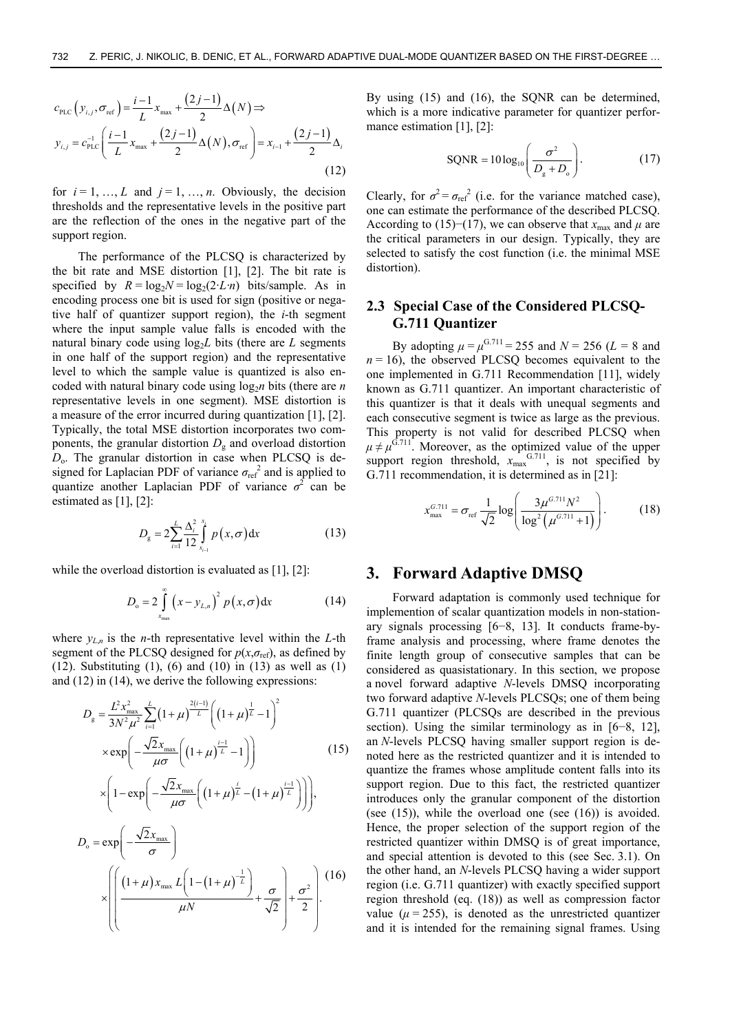$$c_{\mathrm{PLC}}\left(y_{i,j},\sigma_{\mathrm{ref}}\right)=\frac{i-1}{L}x_{\max}+\frac{\left(2j-1\right)}{2}\Delta\left(N\right)\Rightarrow$$

$$y_{i,j}=c_{\mathrm{PLC}}^{-1}\left(\frac{i-1}{L}x_{\max}+\frac{\left(2j-1\right)}{2}\Delta\left(N\right),\sigma_{\mathrm{ref}}\right)=x_{i-1}+\frac{\left(2j-1\right)}{2}\Delta_i \tag{12}$$

for $i = 1, \ldots, L$ and $j = 1, \ldots, n$. Obviously, the decision thresholds and the representative levels in the positive part are the reflection of the ones in the negative part of the support region.

The performance of the PLCSQ is characterized by the bit rate and MSE distortion [1], [2]. The bit rate is specified by $R = \log_2 N = \log_2(2 \cdot L \cdot n)$ bits/sample. As in encoding process one bit is used for sign (positive or negative half of quantizer support region), the $i$-th segment where the input sample value falls is encoded with the natural binary code using $\log_2 L$ bits (there are $L$ segments in one half of the support region) and the representative level to which the sample value is quantized is also encoded with natural binary code using $\log_2 n$ bits (there are $n$ representative levels in one segment). MSE distortion is a measure of the error incurred during quantization [1], [2]. Typically, the total MSE distortion incorporates two components, the granular distortion $D_\mathrm{g}$ and overload distortion $D_\mathrm{o}$. The granular distortion in case when PLCSQ is designed for Laplacian PDF of variance $\sigma_{\mathrm{ref}}^2$ and is applied to quantize another Laplacian PDF of variance $\sigma^2$ can be estimated as [1], [2]:

$$D_\mathrm{g}=2\sum_{i=1}^{L}\frac{\Delta_i^2}{12}\int_{x_{i-1}}^{x_i}p\left(x,\sigma\right)\mathrm{d}x \tag{13}$$

while the overload distortion is evaluated as [1], [2]:

$$D_\mathrm{o}=2\int_{x_{\max}}^{\infty}\left(x-y_{L,n}\right)^2 p\left(x,\sigma\right)\mathrm{d}x \tag{14}$$

where $y_{L,n}$ is the $n$-th representative level within the $L$-th segment of the PLCSQ designed for $p(x,\sigma_{\mathrm{ref}})$, as defined by (12). Substituting (1), (6) and (10) in (13) as well as (1) and (12) in (14), we derive the following expressions:

$$\begin{aligned}D_\mathrm{g}=&\frac{L^2x_{\max}^2}{3N^2\mu^2}\sum_{i=1}^{L}\left(1+\mu\right)^{\frac{2(i-1)}{L}}\left(\left(1+\mu\right)^{\frac{1}{L}}-1\right)^2\\&\times\exp\left(-\frac{\sqrt{2}x_{\max}}{\mu\sigma}\left(\left(1+\mu\right)^{\frac{i-1}{L}}-1\right)\right)\\&\times\left(1-\exp\left(-\frac{\sqrt{2}x_{\max}}{\mu\sigma}\left(\left(1+\mu\right)^{\frac{i}{L}}-\left(1+\mu\right)^{\frac{i-1}{L}}\right)\right)\right),\end{aligned} \tag{15}$$

$$\begin{aligned}D_\mathrm{o}=&\exp\left(-\frac{\sqrt{2}x_{\max}}{\sigma}\right)\\&\times\left(\left(\frac{\left(1+\mu\right)x_{\max}L\left(1-\left(1+\mu\right)^{-\frac{1}{L}}\right)}{\mu N}+\frac{\sigma}{\sqrt{2}}\right)+\frac{\sigma^2}{2}\right).\end{aligned} \tag{16}$$

By using (15) and (16), the SQNR can be determined, which is a more indicative parameter for quantizer performance estimation [1], [2]:

$$\mathrm{SQNR}=10\log_{10}\left(\frac{\sigma^2}{D_\mathrm{g}+D_\mathrm{o}}\right). \tag{17}$$

Clearly, for $\sigma^2 = \sigma_{\mathrm{ref}}^2$ (i.e. for the variance matched case), one can estimate the performance of the described PLCSQ. According to (15)−(17), we can observe that $x_{\max}$ and $\mu$ are the critical parameters in our design. Typically, they are selected to satisfy the cost function (i.e. the minimal MSE distortion).

### 2.3 Special Case of the Considered PLCSQ-G.711 Quantizer

By adopting $\mu = \mu^{\mathrm{G.711}} = 255$ and $N = 256$ ($L = 8$ and $n = 16$), the observed PLCSQ becomes equivalent to the one implemented in G.711 Recommendation [11], widely known as G.711 quantizer. An important characteristic of this quantizer is that it deals with unequal segments and each consecutive segment is twice as large as the previous. This property is not valid for described PLCSQ when $\mu \neq \mu^{\mathrm{G.711}}$. Moreover, as the optimized value of the upper support region threshold, $x_{\max}^{\mathrm{G.711}}$, is not specified by G.711 recommendation, it is determined as in [21]:

$$x_{\max}^{G.711}=\sigma_{\mathrm{ref}}\frac{1}{\sqrt{2}}\log\left(\frac{3\mu^{G.711}N^2}{\log^2\left(\mu^{G.711}+1\right)}\right). \tag{18}$$

## 3. Forward Adaptive DMSQ

Forward adaptation is commonly used technique for implemention of scalar quantization models in non-stationary signals processing [6−8, 13]. It conducts frame-by-frame analysis and processing, where frame denotes the finite length group of consecutive samples that can be considered as quasistationary. In this section, we propose a novel forward adaptive $N$-levels DMSQ incorporating two forward adaptive $N$-levels PLCSQs; one of them being G.711 quantizer (PLCSQs are described in the previous section). Using the similar terminology as in [6−8, 12], an $N$-levels PLCSQ having smaller support region is denoted here as the restricted quantizer and it is intended to quantize the frames whose amplitude content falls into its support region. Due to this fact, the restricted quantizer introduces only the granular component of the distortion (see (15)), while the overload one (see (16)) is avoided. Hence, the proper selection of the support region of the restricted quantizer within DMSQ is of great importance, and special attention is devoted to this (see Sec. 3.1). On the other hand, an $N$-levels PLCSQ having a wider support region (i.e. G.711 quantizer) with exactly specified support region threshold (eq. (18)) as well as compression factor value ($\mu = 255$), is denoted as the unrestricted quantizer and it is intended for the remaining signal frames. Using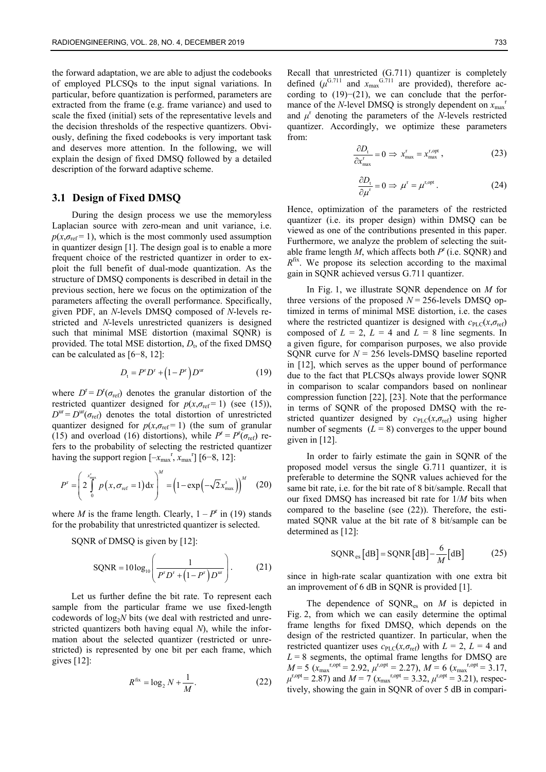the forward adaptation, we are able to adjust the codebooks of employed PLCSQs to the input signal variations. In particular, before quantization is performed, parameters are extracted from the frame (e.g. frame variance) and used to scale the fixed (initial) sets of the representative levels and the decision thresholds of the respective quantizers. Obviously, defining the fixed codebooks is very important task and deserves more attention. In the following, we will explain the design of fixed DMSQ followed by a detailed description of the forward adaptive scheme.

### 3.1 Design of Fixed DMSQ

During the design process we use the memoryless Laplacian source with zero-mean and unit variance, i.e. $p(x,\sigma_{\mathrm{ref}} = 1)$, which is the most commonly used assumption in quantizer design [1]. The design goal is to enable a more frequent choice of the restricted quantizer in order to exploit the full benefit of dual-mode quantization. As the structure of DMSQ components is described in detail in the previous section, here we focus on the optimization of the parameters affecting the overall performance. Specifically, given PDF, an $N$-levels DMSQ composed of $N$-levels restricted and $N$-levels unrestricted quanizers is designed such that minimal MSE distortion (maximal SQNR) is provided. The total MSE distortion, $D_{\mathrm{t}}$, of the fixed DMSQ can be calculated as [6−8, 12]:

$$D_{\mathrm{t}} = P^{\mathrm{r}} D^{\mathrm{r}} + \left(1 - P^{\mathrm{r}}\right) D^{\mathrm{ur}} \tag{19}$$

where $D^{\mathrm{r}} = D^{\mathrm{r}}(\sigma_{\mathrm{ref}})$ denotes the granular distortion of the restricted quantizer designed for $p(x,\sigma_{\mathrm{ref}} = 1)$ (see (15)), $D^{\mathrm{ur}} = D^{\mathrm{ur}}(\sigma_{\mathrm{ref}})$ denotes the total distortion of unrestricted quantizer designed for $p(x,\sigma_{\mathrm{ref}} = 1)$ (the sum of granular (15) and overload (16) distortions), while $P^{\mathrm{r}} = P^{\mathrm{r}}(\sigma_{\mathrm{ref}})$ refers to the probability of selecting the restricted quantizer having the support region $[-x_{\max}^{\mathrm{r}}, x_{\max}^{\mathrm{r}}]$ [6−8, 12]:

$$P^{\mathrm{r}} = \left( 2\int_{0}^{x_{\max}^{\mathrm{r}}} p\left(x,\sigma_{\mathrm{ref}} = 1\right)\mathrm{d}x \right)^{M} = \left(1 - \exp\left(-\sqrt{2}x_{\max}^{\mathrm{r}}\right)\right)^{M} \tag{20}$$

where $M$ is the frame length. Clearly, $1 - P^{\mathrm{r}}$ in (19) stands for the probability that unrestricted quantizer is selected.

SQNR of DMSQ is given by [12]:

$$\mathrm{SQNR} = 10\log_{10}\left( \frac{1}{P^{\mathrm{r}} D^{\mathrm{r}} + \left(1 - P^{\mathrm{r}}\right) D^{\mathrm{ur}}} \right). \tag{21}$$

Let us further define the bit rate. To represent each sample from the particular frame we use fixed-length codewords of $\log_2 N$ bits (we deal with restricted and unrestricted quantizers both having equal $N$), while the information about the selected quantizer (restricted or unrestricted) is represented by one bit per each frame, which gives [12]:

$$R^{\mathrm{fix}} = \log_2 N + \frac{1}{M}. \tag{22}$$

Recall that unrestricted (G.711) quantizer is completely defined ($\mu^{\mathrm{G.711}}$ and $x_{\max}^{\mathrm{G.711}}$ are provided), therefore according to (19)−(21), we can conclude that the performance of the $N$-level DMSQ is strongly dependent on $x_{\max}^{\mathrm{r}}$ and $\mu^{\mathrm{r}}$ denoting the parameters of the $N$-levels restricted quantizer. Accordingly, we optimize these parameters from:

$$\frac{\partial D_{\mathrm{t}}}{\partial x_{\max}^{\mathrm{r}}} = 0 \Rightarrow x_{\max}^{\mathrm{r}} = x_{\max}^{\mathrm{r,opt}}, \tag{23}$$

$$\frac{\partial D_{\mathrm{t}}}{\partial \mu^{\mathrm{r}}} = 0 \Rightarrow \mu^{\mathrm{r}} = \mu^{\mathrm{r,opt}}. \tag{24}$$

Hence, optimization of the parameters of the restricted quantizer (i.e. its proper design) within DMSQ can be viewed as one of the contributions presented in this paper. Furthermore, we analyze the problem of selecting the suitable frame length $M$, which affects both $P^{\mathrm{r}}$ (i.e. SQNR) and $R^{\mathrm{fix}}$. We propose its selection according to the maximal gain in SQNR achieved versus G.711 quantizer.

In Fig. 1, we illustrate SQNR dependence on $M$ for three versions of the proposed $N = 256$-levels DMSQ optimized in terms of minimal MSE distortion, i.e. the cases where the restricted quantizer is designed with $c_{\mathrm{PLC}}(x,\sigma_{\mathrm{ref}})$ composed of $L = 2$, $L = 4$ and $L = 8$ line segments. In a given figure, for comparison purposes, we also provide SQNR curve for $N = 256$ levels-DMSQ baseline reported in [12], which serves as the upper bound of performance due to the fact that PLCSQs always provide lower SQNR in comparison to scalar compandors based on nonlinear compression function [22], [23]. Note that the performance in terms of SQNR of the proposed DMSQ with the restricted quantizer designed by $c_{\mathrm{PLC}}(x,\sigma_{\mathrm{ref}})$ using higher number of segments ($L = 8$) converges to the upper bound given in [12].

In order to fairly estimate the gain in SQNR of the proposed model versus the single G.711 quantizer, it is preferable to determine the SQNR values achieved for the same bit rate, i.e. for the bit rate of 8 bit/sample. Recall that our fixed DMSQ has increased bit rate for $1/M$ bits when compared to the baseline (see (22)). Therefore, the estimated SQNR value at the bit rate of 8 bit/sample can be determined as [12]:

$$\mathrm{SQNR}_{\mathrm{es}}\left[\mathrm{dB}\right] = \mathrm{SQNR}\left[\mathrm{dB}\right] - \frac{6}{M}\left[\mathrm{dB}\right] \tag{25}$$

since in high-rate scalar quantization with one extra bit an improvement of 6 dB in SQNR is provided [1].

The dependence of $\mathrm{SQNR}_{\mathrm{es}}$ on $M$ is depicted in Fig. 2, from which we can easily determine the optimal frame lengths for fixed DMSQ, which depends on the design of the restricted quantizer. In particular, when the restricted quantizer uses $c_{\mathrm{PLC}}(x,\sigma_{\mathrm{ref}})$ with $L = 2$, $L = 4$ and $L = 8$ segments, the optimal frame lengths for DMSQ are $M = 5$ ($x_{\max}^{\mathrm{r,opt}} = 2.92$, $\mu^{\mathrm{r,opt}} = 2.27$), $M = 6$ ($x_{\max}^{\mathrm{r,opt}} = 3.17$, $\mu^{\mathrm{r,opt}} = 2.87$) and $M = 7$ ($x_{\max}^{\mathrm{r,opt}} = 3.32$, $\mu^{\mathrm{r,opt}} = 3.21$), respectively, showing the gain in SQNR of over 5 dB in compari-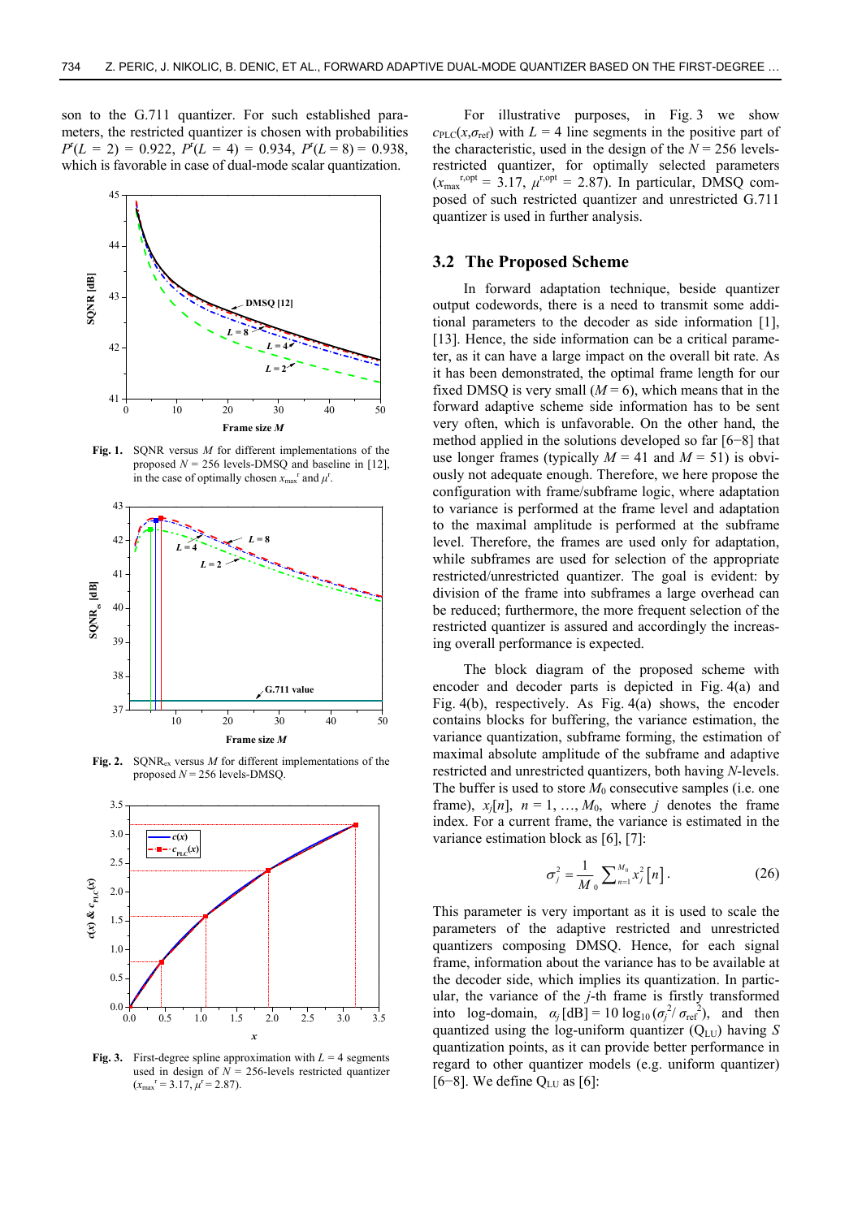son to the G.711 quantizer. For such established parameters, the restricted quantizer is chosen with probabilities $P^r(L = 2) = 0.922$, $P^r(L = 4) = 0.934$, $P^r(L = 8) = 0.938$, which is favorable in case of dual-mode scalar quantization.

**Fig. 1.** SQNR versus $M$ for different implementations of the proposed $N = 256$ levels-DMSQ and baseline in [12], in the case of optimally chosen $x_{max}^r$ and $\mu^r$.

**Fig. 2.** $SQNR_{ex}$ versus $M$ for different implementations of the proposed $N = 256$ levels-DMSQ.

**Fig. 3.** First-degree spline approximation with $L = 4$ segments used in design of $N = 256$-levels restricted quantizer ($x_{max}^r = 3.17$, $\mu^r = 2.87$).

For illustrative purposes, in Fig. 3 we show $c_{PLC}(x,\sigma_{ref})$ with $L = 4$ line segments in the positive part of the characteristic, used in the design of the $N = 256$ levels-restricted quantizer, for optimally selected parameters ($x_{max}^{r,opt} = 3.17$, $\mu^{r,opt} = 2.87$). In particular, DMSQ composed of such restricted quantizer and unrestricted G.711 quantizer is used in further analysis.

## 3.2 The Proposed Scheme

In forward adaptation technique, beside quantizer output codewords, there is a need to transmit some additional parameters to the decoder as side information [1], [13]. Hence, the side information can be a critical parameter, as it can have a large impact on the overall bit rate. As it has been demonstrated, the optimal frame length for our fixed DMSQ is very small ($M = 6$), which means that in the forward adaptive scheme side information has to be sent very often, which is unfavorable. On the other hand, the method applied in the solutions developed so far [6−8] that use longer frames (typically $M = 41$ and $M = 51$) is obviously not adequate enough. Therefore, we here propose the configuration with frame/subframe logic, where adaptation to variance is performed at the frame level and adaptation to the maximal amplitude is performed at the subframe level. Therefore, the frames are used only for adaptation, while subframes are used for selection of the appropriate restricted/unrestricted quantizer. The goal is evident: by division of the frame into subframes a large overhead can be reduced; furthermore, the more frequent selection of the restricted quantizer is assured and accordingly the increasing overall performance is expected.

The block diagram of the proposed scheme with encoder and decoder parts is depicted in Fig. 4(a) and Fig. 4(b), respectively. As Fig. 4(a) shows, the encoder contains blocks for buffering, the variance estimation, the variance quantization, subframe forming, the estimation of maximal absolute amplitude of the subframe and adaptive restricted and unrestricted quantizers, both having $N$-levels. The buffer is used to store $M_0$ consecutive samples (i.e. one frame), $x_j[n]$, $n = 1, \ldots, M_0$, where $j$ denotes the frame index. For a current frame, the variance is estimated in the variance estimation block as [6], [7]:

$$\sigma_j^2 = \frac{1}{M_0}\sum_{n=1}^{M_0} x_j^2[n]. \qquad (26)$$

This parameter is very important as it is used to scale the parameters of the adaptive restricted and unrestricted quantizers composing DMSQ. Hence, for each signal frame, information about the variance has to be available at the decoder side, which implies its quantization. In particular, the variance of the $j$-th frame is firstly transformed into log-domain, $\alpha_j\,[\text{dB}] = 10\log_{10}(\sigma_j^2/\sigma_{ref}^2)$, and then quantized using the log-uniform quantizer ($Q_{LU}$) having $S$ quantization points, as it can provide better performance in regard to other quantizer models (e.g. uniform quantizer) [6−8]. We define $Q_{LU}$ as [6]: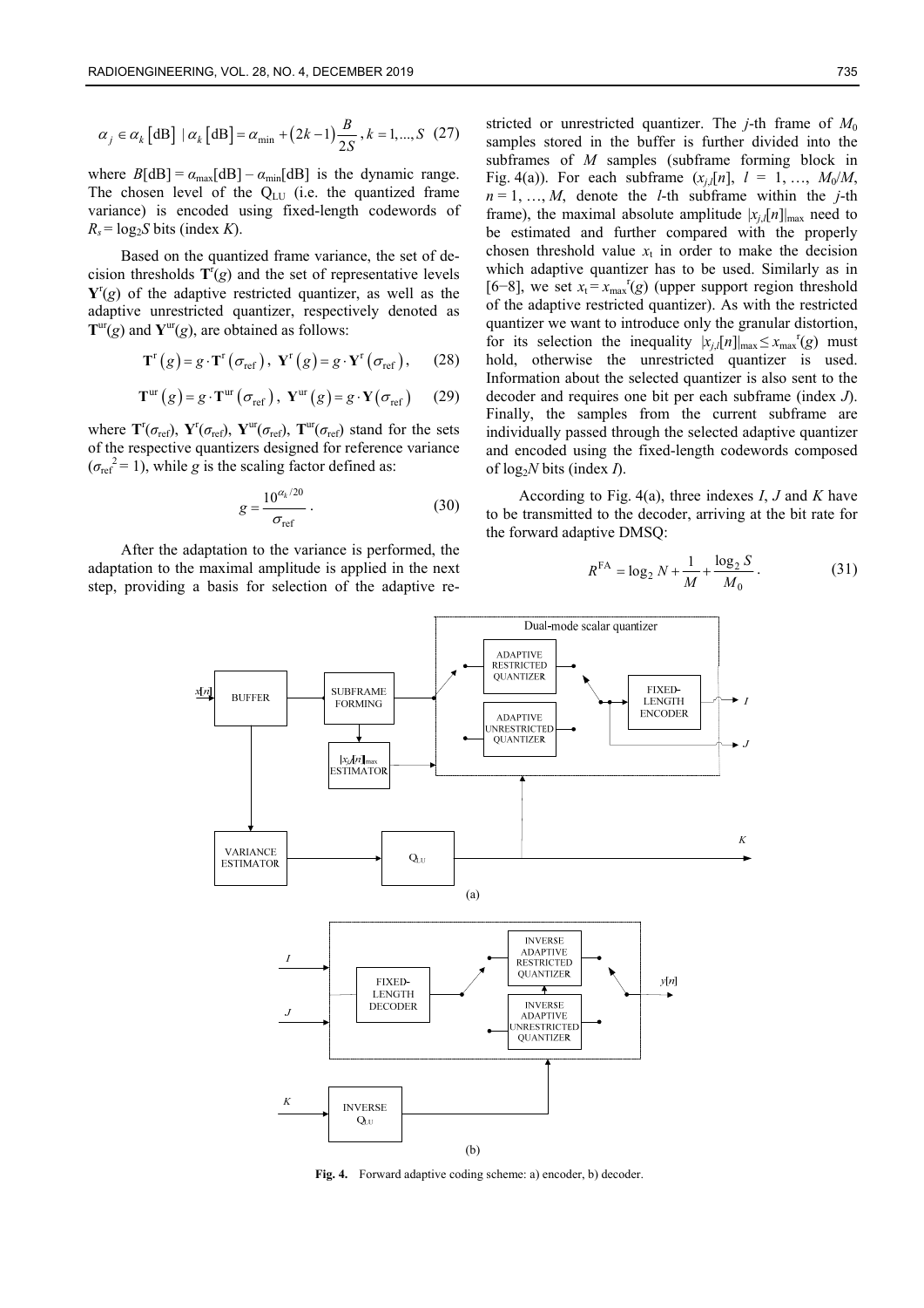$$\alpha_j \in \alpha_k\left[\text{dB}\right] \mid \alpha_k\left[\text{dB}\right] = \alpha_{\min} + \left(2k-1\right)\frac{B}{2S},\ k = 1,...,S \quad (27)$$

where $B[\text{dB}] = \alpha_{\max}[\text{dB}] - \alpha_{\min}[\text{dB}]$ is the dynamic range. The chosen level of the $Q_{LU}$ (i.e. the quantized frame variance) is encoded using fixed-length codewords of $R_s = \log_2 S$ bits (index $K$).

Based on the quantized frame variance, the set of decision thresholds $\mathbf{T}^{r}(g)$ and the set of representative levels $\mathbf{Y}^{r}(g)$ of the adaptive restricted quantizer, as well as the adaptive unrestricted quantizer, respectively denoted as $\mathbf{T}^{ur}(g)$ and $\mathbf{Y}^{ur}(g)$, are obtained as follows:

$$\mathbf{T}^{r}\left(g\right) = g \cdot \mathbf{T}^{r}\left(\sigma_{\text{ref}}\right),\ \mathbf{Y}^{r}\left(g\right) = g \cdot \mathbf{Y}^{r}\left(\sigma_{\text{ref}}\right), \quad (28)$$

$$\mathbf{T}^{ur}\left(g\right) = g \cdot \mathbf{T}^{ur}\left(\sigma_{\text{ref}}\right),\ \mathbf{Y}^{ur}\left(g\right) = g \cdot \mathbf{Y}\left(\sigma_{\text{ref}}\right) \quad (29)$$

where $\mathbf{T}^{r}(\sigma_{\text{ref}})$, $\mathbf{Y}^{r}(\sigma_{\text{ref}})$, $\mathbf{Y}^{ur}(\sigma_{\text{ref}})$, $\mathbf{T}^{ur}(\sigma_{\text{ref}})$ stand for the sets of the respective quantizers designed for reference variance ($\sigma_{\text{ref}}^2 = 1$), while $g$ is the scaling factor defined as:

$$g = \frac{10^{\alpha_k/20}}{\sigma_{\text{ref}}}. \quad (30)$$

After the adaptation to the variance is performed, the adaptation to the maximal amplitude is applied in the next step, providing a basis for selection of the adaptive restricted or unrestricted quantizer. The $j$-th frame of $M_0$ samples stored in the buffer is further divided into the subframes of $M$ samples (subframe forming block in Fig. 4(a)). For each subframe ($x_{j,l}[n]$, $l = 1, \ldots, M_0/M$, $n = 1, \ldots, M$, denote the $l$-th subframe within the $j$-th frame), the maximal absolute amplitude $|x_{j,l}[n]|_{\max}$ need to be estimated and further compared with the properly chosen threshold value $x_t$ in order to make the decision which adaptive quantizer has to be used. Similarly as in [6−8], we set $x_t = x_{\max}{}^{r}(g)$ (upper support region threshold of the adaptive restricted quantizer). As with the restricted quantizer we want to introduce only the granular distortion, for its selection the inequality $|x_{j,l}[n]|_{\max} \le x_{\max}{}^{r}(g)$ must hold, otherwise the unrestricted quantizer is used. Information about the selected quantizer is also sent to the decoder and requires one bit per each subframe (index $J$). Finally, the samples from the current subframe are individually passed through the selected adaptive quantizer and encoded using the fixed-length codewords composed of $\log_2 N$ bits (index $I$).

According to Fig. 4(a), three indexes $I$, $J$ and $K$ have to be transmitted to the decoder, arriving at the bit rate for the forward adaptive DMSQ:

$$R^{\text{FA}} = \log_2 N + \frac{1}{M} + \frac{\log_2 S}{M_0}. \quad (31)$$

**Fig. 4.** Forward adaptive coding scheme: a) encoder, b) decoder.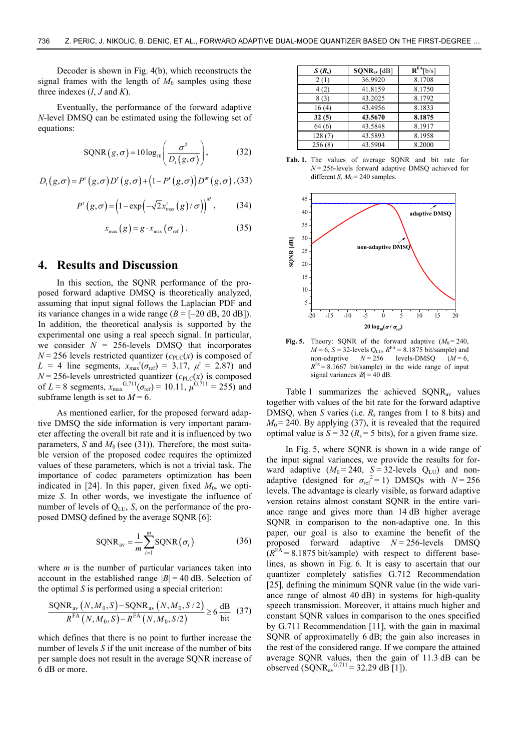Decoder is shown in Fig. 4(b), which reconstructs the signal frames with the length of $M_0$ samples using these three indexes ($I$, $J$ and $K$).

Eventually, the performance of the forward adaptive $N$-level DMSQ can be estimated using the following set of equations:

$$\mathrm{SQNR}(g,\sigma)=10\log_{10}\left(\frac{\sigma^2}{D_t(g,\sigma)}\right), \tag{32}$$

$$D_t(g,\sigma)=P^r(g,\sigma)D^r(g,\sigma)+\left(1-P^r(g,\sigma)\right)D^{ur}(g,\sigma), \tag{33}$$

$$P^r(g,\sigma)=\left(1-\exp\left(-\sqrt{2}x_{\max}^r(g)/\sigma\right)\right)^M, \tag{34}$$

$$x_{\max}(g)=g\cdot x_{\max}(\sigma_{\mathrm{ref}}). \tag{35}$$

## 4. Results and Discussion

In this section, the SQNR performance of the proposed forward adaptive DMSQ is theoretically analyzed, assuming that input signal follows the Laplacian PDF and its variance changes in a wide range ($B$ = [–20 dB, 20 dB]). In addition, the theoretical analysis is supported by the experimental one using a real speech signal. In particular, we consider $N$ = 256-levels DMSQ that incorporates $N$ = 256 levels restricted quantizer ($c_{\mathrm{PLC}}(x)$) is composed of $L$ = 4 line segments, $x_{\max}^r(\sigma_{\mathrm{ref}})$ = 3.17, $\mu^r$ = 2.87) and $N$ = 256-levels unrestricted quantizer ($c_{\mathrm{PLC}}(x)$) is composed of $L$ = 8 segments, $x_{\max}^{G.711}(\sigma_{\mathrm{ref}})$ = 10.11, $\mu^{G.711}$ = 255) and subframe length is set to $M$ = 6.

As mentioned earlier, for the proposed forward adaptive DMSQ the side information is very important parameter affecting the overall bit rate and it is influenced by two parameters, $S$ and $M_0$ (see (31)). Therefore, the most suitable version of the proposed codec requires the optimized values of these parameters, which is not a trivial task. The importance of codec parameters optimization has been indicated in [24]. In this paper, given fixed $M_0$, we optimize $S$. In other words, we investigate the influence of number of levels of $Q_{\mathrm{LU}}$, $S$, on the performance of the proposed DMSQ defined by the average SQNR [6]:

$$\mathrm{SQNR}_{\mathrm{av}}=\frac{1}{m}\sum_{i=1}^{m}\mathrm{SQNR}(\sigma_i) \tag{36}$$

where $m$ is the number of particular variances taken into account in the established range $|B|$ = 40 dB. Selection of the optimal $S$ is performed using a special criterion:

$$\frac{\mathrm{SQNR}_{\mathrm{av}}(N,M_0,S)-\mathrm{SQNR}_{\mathrm{av}}(N,M_0,S/2)}{R^{\mathrm{FA}}(N,M_0,S)-R^{\mathrm{FA}}(N,M_0,S/2)}\geq 6\,\frac{\mathrm{dB}}{\mathrm{bit}} \tag{37}$$

which defines that there is no point to further increase the number of levels $S$ if the unit increase of the number of bits per sample does not result in the average SQNR increase of 6 dB or more.

| $S$ ($R_s$) | $\mathrm{SQNR}_{\mathrm{av}}$ [dB] | $R^{\mathrm{FA}}$[b/s] |
|---|---|---|
| 2 (1) | 36.9920 | 8.1708 |
| 4 (2) | 41.8159 | 8.1750 |
| 8 (3) | 43.2025 | 8.1792 |
| 16 (4) | 43.4956 | 8.1833 |
| **32 (5)** | **43.5670** | **8.1875** |
| 64 (6) | 43.5848 | 8.1917 |
| 128 (7) | 43.5893 | 8.1958 |
| 256 (8) | 43.5904 | 8.2000 |

**Tab. 1.** The values of average SQNR and bit rate for $N$ = 256-levels forward adaptive DMSQ achieved for different $S$, $M_0$ = 240 samples.

**Fig. 5.** Theory: SQNR of the forward adaptive ($M_0$ = 240, $M$ = 6, $S$ = 32-levels $Q_{\mathrm{LU}}$, $R^{\mathrm{FA}}$ = 8.1875 bit/sample) and non-adaptive $N$ = 256 levels-DMSQ ($M$ = 6, $R^{\mathrm{fix}}$ = 8.1667 bit/sample) in the wide range of input signal variances $|B|$ = 40 dB.

Table 1 summarizes the achieved $\mathrm{SQNR}_{\mathrm{av}}$ values together with values of the bit rate for the forward adaptive DMSQ, when $S$ varies (i.e. $R_s$ ranges from 1 to 8 bits) and $M_0$ = 240. By applying (37), it is revealed that the required optimal value is $S$ = 32 ($R_s$ = 5 bits), for a given frame size.

In Fig. 5, where SQNR is shown in a wide range of the input signal variances, we provide the results for forward adaptive ($M_0$ = 240, $S$ = 32-levels $Q_{\mathrm{LU}}$) and non-adaptive (designed for $\sigma_{\mathrm{ref}}^2$ = 1) DMSQs with $N$ = 256 levels. The advantage is clearly visible, as forward adaptive version retains almost constant SQNR in the entire variance range and gives more than 14 dB higher average SQNR in comparison to the non-adaptive one. In this paper, our goal is also to examine the benefit of the proposed forward adaptive $N$ = 256-levels DMSQ ($R^{\mathrm{FA}}$ = 8.1875 bit/sample) with respect to different baselines, as shown in Fig. 6. It is easy to ascertain that our quantizer completely satisfies G.712 Recommendation [25], defining the minimum SQNR value (in the wide variance range of almost 40 dB) in systems for high-quality speech transmission. Moreover, it attains much higher and constant SQNR values in comparison to the ones specified by G.711 Recommendation [11], with the gain in maximal SQNR of approximately 6 dB; the gain also increases in the rest of the considered range. If we compare the attained average SQNR values, then the gain of 11.3 dB can be observed ($\mathrm{SQNR}_{\mathrm{av}}^{G.711}$ = 32.29 dB [1]).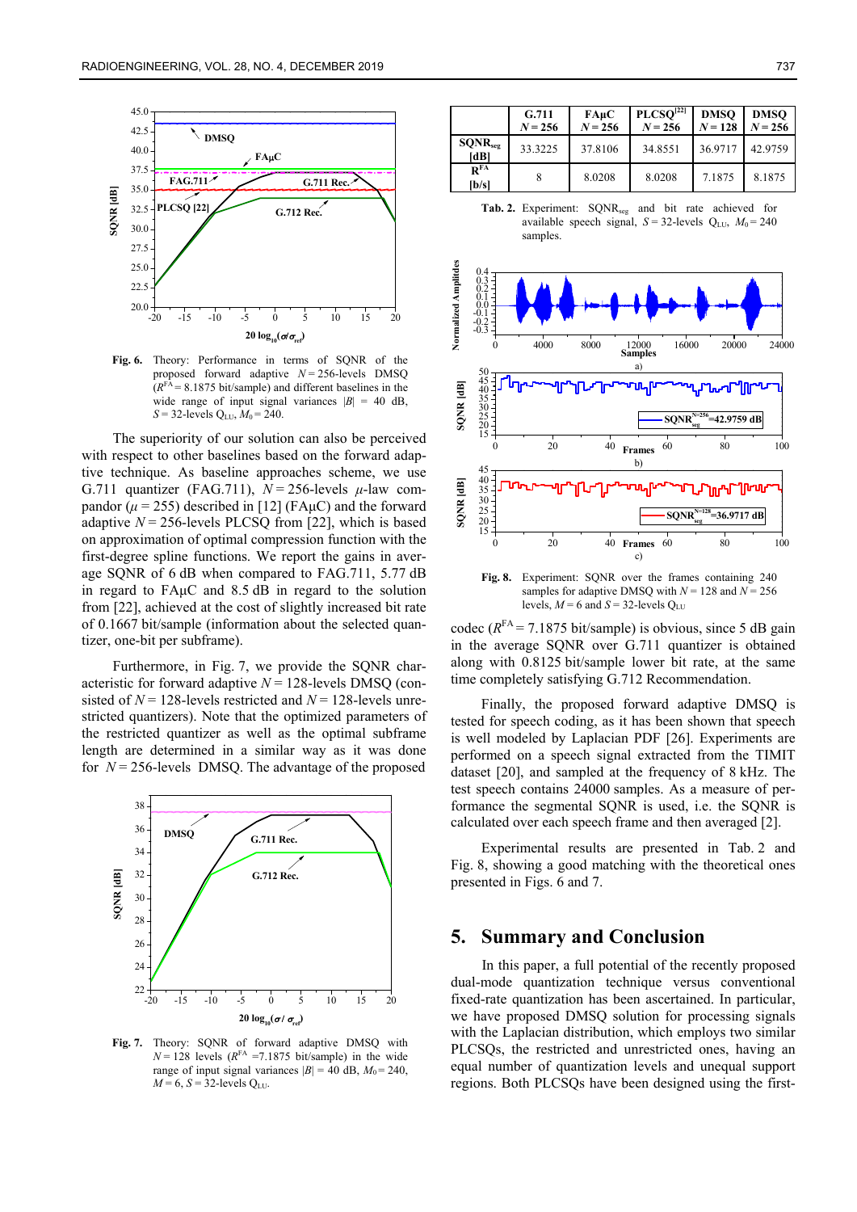Fig. 6. Theory: Performance in terms of SQNR of the proposed forward adaptive $N = 256$-levels DMSQ ($R^{FA} = 8.1875$ bit/sample) and different baselines in the wide range of input signal variances $|B| = 40$ dB, $S = 32$-levels $Q_{LU}$, $M_0 = 240$.

The superiority of our solution can also be perceived with respect to other baselines based on the forward adaptive technique. As baseline approaches scheme, we use G.711 quantizer (FAG.711), $N = 256$-levels $\mu$-law compandor ($\mu = 255$) described in [12] (FAμC) and the forward adaptive $N = 256$-levels PLCSQ from [22], which is based on approximation of optimal compression function with the first-degree spline functions. We report the gains in average SQNR of 6 dB when compared to FAG.711, 5.77 dB in regard to FAμC and 8.5 dB in regard to the solution from [22], achieved at the cost of slightly increased bit rate of 0.1667 bit/sample (information about the selected quantizer, one-bit per subframe).

Furthermore, in Fig. 7, we provide the SQNR characteristic for forward adaptive $N = 128$-levels DMSQ (consisted of $N = 128$-levels restricted and $N = 128$-levels unrestricted quantizers). Note that the optimized parameters of the restricted quantizer as well as the optimal subframe length are determined in a similar way as it was done for $N = 256$-levels DMSQ. The advantage of the proposed

Fig. 7. Theory: SQNR of forward adaptive DMSQ with $N = 128$ levels ($R^{FA} = 7.1875$ bit/sample) in the wide range of input signal variances $|B| = 40$ dB, $M_0 = 240$, $M = 6$, $S = 32$-levels $Q_{LU}$.

| | G.711 $N = 256$ | FAμC $N = 256$ | PLCSQ[22] $N = 256$ | DMSQ $N = 128$ | DMSQ $N = 256$ |
|---|---|---|---|---|---|
| $SQNR_{seg}$ [dB] | 33.3225 | 37.8106 | 34.8551 | 36.9717 | 42.9759 |
| $R^{FA}$ [b/s] | 8 | 8.0208 | 8.0208 | 7.1875 | 8.1875 |

Tab. 2. Experiment: $SQNR_{seg}$ and bit rate achieved for available speech signal, $S = 32$-levels $Q_{LU}$, $M_0 = 240$ samples.

Fig. 8. Experiment: SQNR over the frames containing 240 samples for adaptive DMSQ with $N = 128$ and $N = 256$ levels, $M = 6$ and $S = 32$-levels $Q_{LU}$

codec ($R^{FA} = 7.1875$ bit/sample) is obvious, since 5 dB gain in the average SQNR over G.711 quantizer is obtained along with 0.8125 bit/sample lower bit rate, at the same time completely satisfying G.712 Recommendation.

Finally, the proposed forward adaptive DMSQ is tested for speech coding, as it has been shown that speech is well modeled by Laplacian PDF [26]. Experiments are performed on a speech signal extracted from the TIMIT dataset [20], and sampled at the frequency of 8 kHz. The test speech contains 24000 samples. As a measure of performance the segmental SQNR is used, i.e. the SQNR is calculated over each speech frame and then averaged [2].

Experimental results are presented in Tab. 2 and Fig. 8, showing a good matching with the theoretical ones presented in Figs. 6 and 7.

## 5. Summary and Conclusion

In this paper, a full potential of the recently proposed dual-mode quantization technique versus conventional fixed-rate quantization has been ascertained. In particular, we have proposed DMSQ solution for processing signals with the Laplacian distribution, which employs two similar PLCSQs, the restricted and unrestricted ones, having an equal number of quantization levels and unequal support regions. Both PLCSQs have been designed using the first-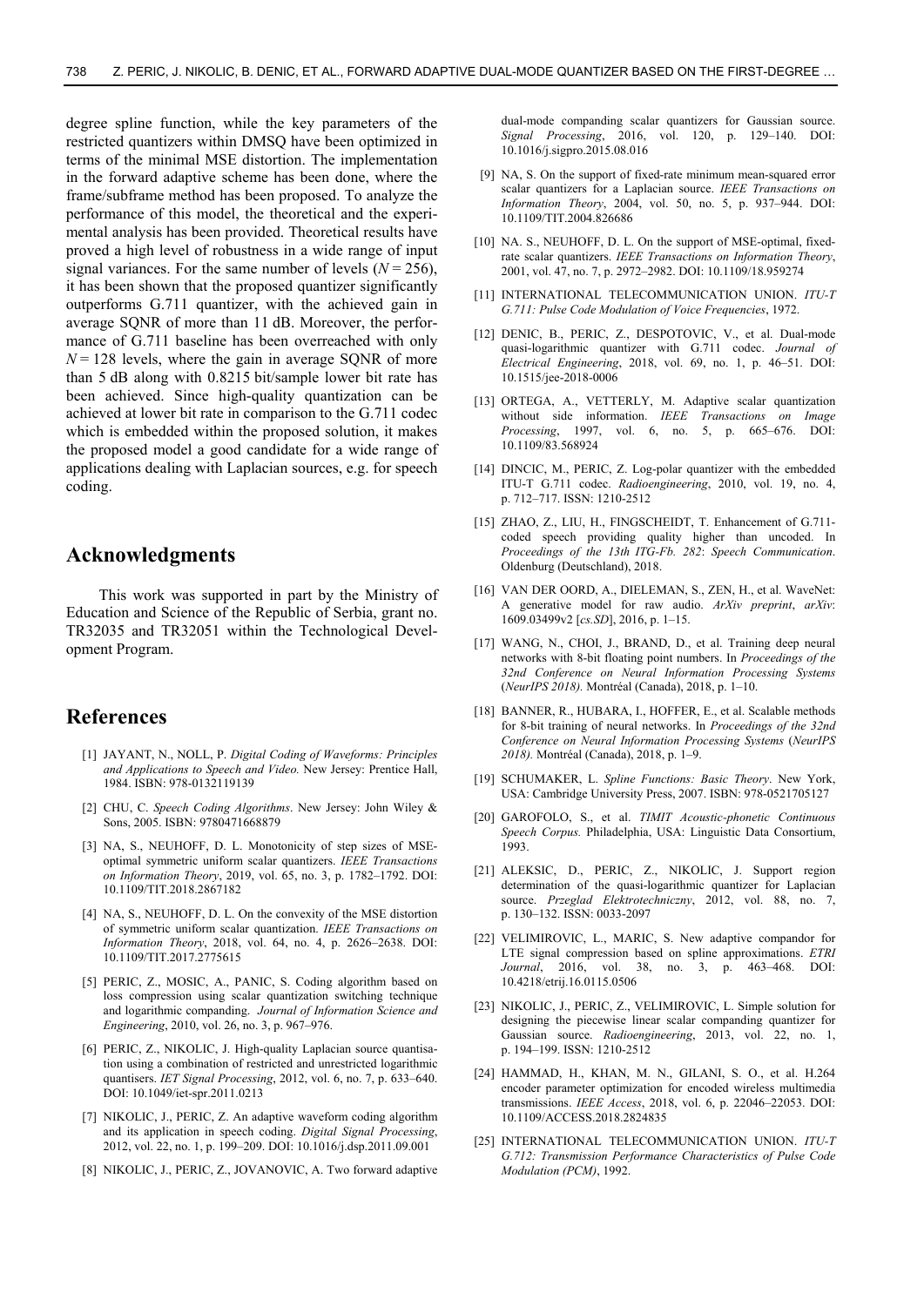degree spline function, while the key parameters of the restricted quantizers within DMSQ have been optimized in terms of the minimal MSE distortion. The implementation in the forward adaptive scheme has been done, where the frame/subframe method has been proposed. To analyze the performance of this model, the theoretical and the experimental analysis has been provided. Theoretical results have proved a high level of robustness in a wide range of input signal variances. For the same number of levels ($N = 256$), it has been shown that the proposed quantizer significantly outperforms G.711 quantizer, with the achieved gain in average SQNR of more than 11 dB. Moreover, the performance of G.711 baseline has been overreached with only $N = 128$ levels, where the gain in average SQNR of more than 5 dB along with 0.8215 bit/sample lower bit rate has been achieved. Since high-quality quantization can be achieved at lower bit rate in comparison to the G.711 codec which is embedded within the proposed solution, it makes the proposed model a good candidate for a wide range of applications dealing with Laplacian sources, e.g. for speech coding.

## Acknowledgments

This work was supported in part by the Ministry of Education and Science of the Republic of Serbia, grant no. TR32035 and TR32051 within the Technological Development Program.

## References

[1] JAYANT, N., NOLL, P. *Digital Coding of Waveforms: Principles and Applications to Speech and Video.* New Jersey: Prentice Hall, 1984. ISBN: 978-0132119139

[2] CHU, C. *Speech Coding Algorithms*. New Jersey: John Wiley & Sons, 2005. ISBN: 9780471668879

[3] NA, S., NEUHOFF, D. L. Monotonicity of step sizes of MSE-optimal symmetric uniform scalar quantizers. *IEEE Transactions on Information Theory*, 2019, vol. 65, no. 3, p. 1782–1792. DOI: 10.1109/TIT.2018.2867182

[4] NA, S., NEUHOFF, D. L. On the convexity of the MSE distortion of symmetric uniform scalar quantization. *IEEE Transactions on Information Theory*, 2018, vol. 64, no. 4, p. 2626–2638. DOI: 10.1109/TIT.2017.2775615

[5] PERIC, Z., MOSIC, A., PANIC, S. Coding algorithm based on loss compression using scalar quantization switching technique and logarithmic companding. *Journal of Information Science and Engineering*, 2010, vol. 26, no. 3, p. 967–976.

[6] PERIC, Z., NIKOLIC, J. High-quality Laplacian source quantisation using a combination of restricted and unrestricted logarithmic quantisers. *IET Signal Processing*, 2012, vol. 6, no. 7, p. 633–640. DOI: 10.1049/iet-spr.2011.0213

[7] NIKOLIC, J., PERIC, Z. An adaptive waveform coding algorithm and its application in speech coding. *Digital Signal Processing*, 2012, vol. 22, no. 1, p. 199–209. DOI: 10.1016/j.dsp.2011.09.001

[8] NIKOLIC, J., PERIC, Z., JOVANOVIC, A. Two forward adaptive dual-mode companding scalar quantizers for Gaussian source. *Signal Processing*, 2016, vol. 120, p. 129–140. DOI: 10.1016/j.sigpro.2015.08.016

[9] NA, S. On the support of fixed-rate minimum mean-squared error scalar quantizers for a Laplacian source. *IEEE Transactions on Information Theory*, 2004, vol. 50, no. 5, p. 937–944. DOI: 10.1109/TIT.2004.826686

[10] NA. S., NEUHOFF, D. L. On the support of MSE-optimal, fixed-rate scalar quantizers. *IEEE Transactions on Information Theory*, 2001, vol. 47, no. 7, p. 2972–2982. DOI: 10.1109/18.959274

[11] INTERNATIONAL TELECOMMUNICATION UNION. *ITU-T G.711: Pulse Code Modulation of Voice Frequencies*, 1972.

[12] DENIC, B., PERIC, Z., DESPOTOVIC, V., et al. Dual-mode quasi-logarithmic quantizer with G.711 codec. *Journal of Electrical Engineering*, 2018, vol. 69, no. 1, p. 46–51. DOI: 10.1515/jee-2018-0006

[13] ORTEGA, A., VETTERLY, M. Adaptive scalar quantization without side information. *IEEE Transactions on Image Processing*, 1997, vol. 6, no. 5, p. 665–676. DOI: 10.1109/83.568924

[14] DINCIC, M., PERIC, Z. Log-polar quantizer with the embedded ITU-T G.711 codec. *Radioengineering*, 2010, vol. 19, no. 4, p. 712–717. ISSN: 1210-2512

[15] ZHAO, Z., LIU, H., FINGSCHEIDT, T. Enhancement of G.711-coded speech providing quality higher than uncoded. In *Proceedings of the 13th ITG-Fb. 282*: *Speech Communication*. Oldenburg (Deutschland), 2018.

[16] VAN DER OORD, A., DIELEMAN, S., ZEN, H., et al. WaveNet: A generative model for raw audio. *ArXiv preprint*, *arXiv*: 1609.03499v2 [*cs.SD*], 2016, p. 1–15.

[17] WANG, N., CHOI, J., BRAND, D., et al. Training deep neural networks with 8-bit floating point numbers. In *Proceedings of the 32nd Conference on Neural Information Processing Systems* (*NeurIPS 2018).* Montréal (Canada), 2018, p. 1–10.

[18] BANNER, R., HUBARA, I., HOFFER, E., et al. Scalable methods for 8-bit training of neural networks. In *Proceedings of the 32nd Conference on Neural Information Processing Systems* (*NeurIPS 2018).* Montréal (Canada), 2018, p. 1–9.

[19] SCHUMAKER, L. *Spline Functions: Basic Theory*. New York, USA: Cambridge University Press, 2007. ISBN: 978-0521705127

[20] GAROFOLO, S., et al. *TIMIT Acoustic-phonetic Continuous Speech Corpus.* Philadelphia, USA: Linguistic Data Consortium, 1993.

[21] ALEKSIC, D., PERIC, Z., NIKOLIC, J. Support region determination of the quasi-logarithmic quantizer for Laplacian source. *Przeglad Elektrotechniczny*, 2012, vol. 88, no. 7, p. 130–132. ISSN: 0033-2097

[22] VELIMIROVIC, L., MARIC, S. New adaptive compandor for LTE signal compression based on spline approximations. *ETRI Journal*, 2016, vol. 38, no. 3, p. 463–468. DOI: 10.4218/etrij.16.0115.0506

[23] NIKOLIC, J., PERIC, Z., VELIMIROVIC, L. Simple solution for designing the piecewise linear scalar companding quantizer for Gaussian source. *Radioengineering*, 2013, vol. 22, no. 1, p. 194–199. ISSN: 1210-2512

[24] HAMMAD, H., KHAN, M. N., GILANI, S. O., et al. H.264 encoder parameter optimization for encoded wireless multimedia transmissions. *IEEE Access*, 2018, vol. 6, p. 22046–22053. DOI: 10.1109/ACCESS.2018.2824835

[25] INTERNATIONAL TELECOMMUNICATION UNION. *ITU-T G.712: Transmission Performance Characteristics of Pulse Code Modulation (PCM)*, 1992.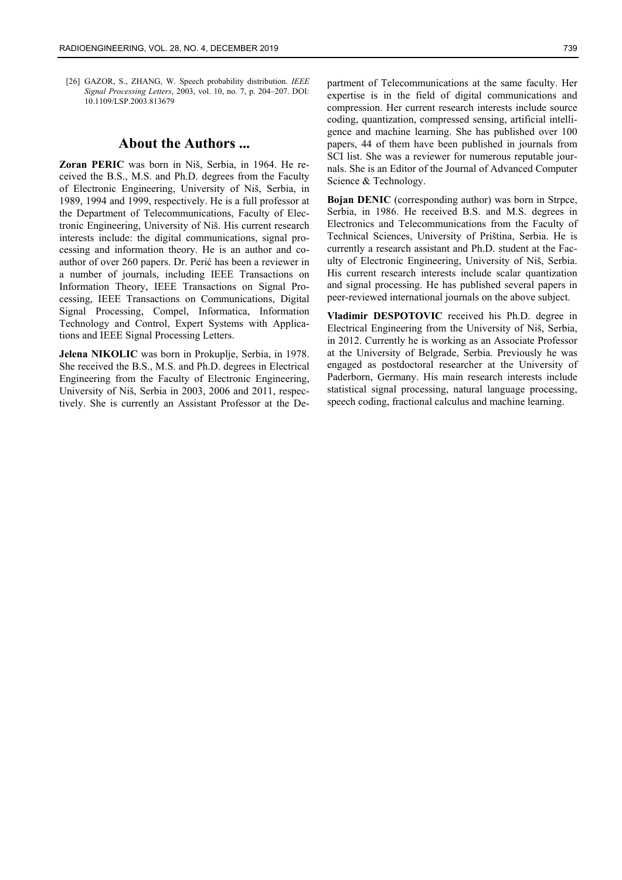[26] GAZOR, S., ZHANG, W. Speech probability distribution. *IEEE Signal Processing Letters*, 2003, vol. 10, no. 7, p. 204–207. DOI: 10.1109/LSP.2003.813679

## About the Authors ...

**Zoran PERIC** was born in Niš, Serbia, in 1964. He received the B.S., M.S. and Ph.D. degrees from the Faculty of Electronic Engineering, University of Niš, Serbia, in 1989, 1994 and 1999, respectively. He is a full professor at the Department of Telecommunications, Faculty of Electronic Engineering, University of Niš. His current research interests include: the digital communications, signal processing and information theory. He is an author and co-author of over 260 papers. Dr. Perić has been a reviewer in a number of journals, including IEEE Transactions on Information Theory, IEEE Transactions on Signal Processing, IEEE Transactions on Communications, Digital Signal Processing, Compel, Informatica, Information Technology and Control, Expert Systems with Applications and IEEE Signal Processing Letters.

**Jelena NIKOLIC** was born in Prokuplje, Serbia, in 1978. She received the B.S., M.S and Ph.D. degrees in Electrical Engineering from the Faculty of Electronic Engineering, University of Niš, Serbia in 2003, 2006 and 2011, respectively. She is currently an Assistant Professor at the Department of Telecommunications at the same faculty. Her expertise is in the field of digital communications and compression. Her current research interests include source coding, quantization, compressed sensing, artificial intelligence and machine learning. She has published over 100 papers, 44 of them have been published in journals from SCI list. She was a reviewer for numerous reputable journals. She is an Editor of the Journal of Advanced Computer Science & Technology.

**Bojan DENIC** (corresponding author) was born in Strpce, Serbia, in 1986. He received B.S. and M.S. degrees in Electronics and Telecommunications from the Faculty of Technical Sciences, University of Priština, Serbia. He is currently a research assistant and Ph.D. student at the Faculty of Electronic Engineering, University of Niš, Serbia. His current research interests include scalar quantization and signal processing. He has published several papers in peer-reviewed international journals on the above subject.

**Vladimir DESPOTOVIC** received his Ph.D. degree in Electrical Engineering from the University of Niš, Serbia, in 2012. Currently he is working as an Associate Professor at the University of Belgrade, Serbia. Previously he was engaged as postdoctoral researcher at the University of Paderborn, Germany. His main research interests include statistical signal processing, natural language processing, speech coding, fractional calculus and machine learning.